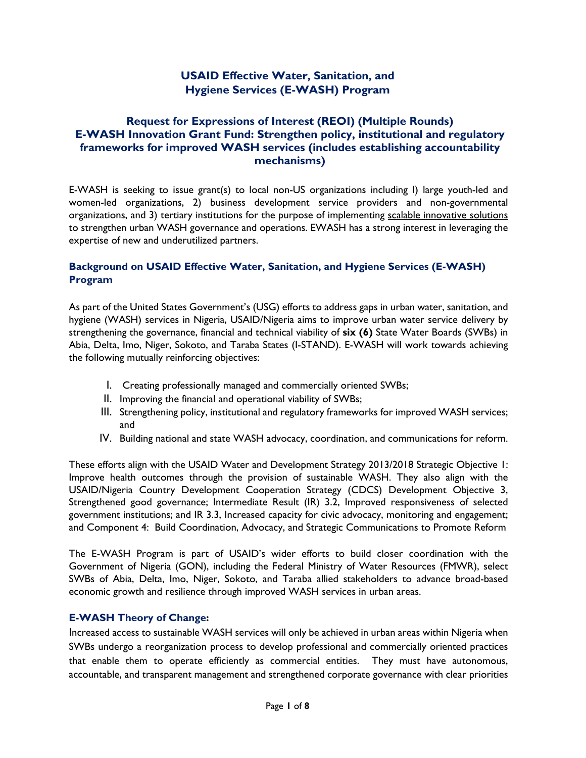# USAID Effective Water, Sanitation, and Hygiene Services (E-WASH) Program

## Request for Expressions of Interest (REOI) (Multiple Rounds) E-WASH Innovation Grant Fund: Strengthen policy, institutional and regulatory frameworks for improved WASH services (includes establishing accountability mechanisms)

E-WASH is seeking to issue grant(s) to local non-US organizations including 1) large youth-led and women-led organizations, 2) business development service providers and non-governmental organizations, and 3) tertiary institutions for the purpose of implementing scalable innovative solutions to strengthen urban WASH governance and operations. EWASH has a strong interest in leveraging the expertise of new and underutilized partners.

### Background on USAID Effective Water, Sanitation, and Hygiene Services (E-WASH) Program

As part of the United States Government's (USG) efforts to address gaps in urban water, sanitation, and hygiene (WASH) services in Nigeria, USAID/Nigeria aims to improve urban water service delivery by strengthening the governance, financial and technical viability of **six (6)** State Water Boards (SWBs) in Abia, Delta, Imo, Niger, Sokoto, and Taraba States (I-STAND). E-WASH will work towards achieving the following mutually reinforcing objectives:

I. Creating professionally managed and commercially oriented SWBs;
II. Improving the financial and operational viability of SWBs;
III. Strengthening policy, institutional and regulatory frameworks for improved WASH services; and
IV. Building national and state WASH advocacy, coordination, and communications for reform.

These efforts align with the USAID Water and Development Strategy 2013/2018 Strategic Objective 1: Improve health outcomes through the provision of sustainable WASH. They also align with the USAID/Nigeria Country Development Cooperation Strategy (CDCS) Development Objective 3, Strengthened good governance; Intermediate Result (IR) 3.2, Improved responsiveness of selected government institutions; and IR 3.3, Increased capacity for civic advocacy, monitoring and engagement; and Component 4: Build Coordination, Advocacy, and Strategic Communications to Promote Reform

The E-WASH Program is part of USAID's wider efforts to build closer coordination with the Government of Nigeria (GON), including the Federal Ministry of Water Resources (FMWR), select SWBs of Abia, Delta, Imo, Niger, Sokoto, and Taraba allied stakeholders to advance broad-based economic growth and resilience through improved WASH services in urban areas.

### E-WASH Theory of Change:

Increased access to sustainable WASH services will only be achieved in urban areas within Nigeria when SWBs undergo a reorganization process to develop professional and commercially oriented practices that enable them to operate efficiently as commercial entities. They must have autonomous, accountable, and transparent management and strengthened corporate governance with clear priorities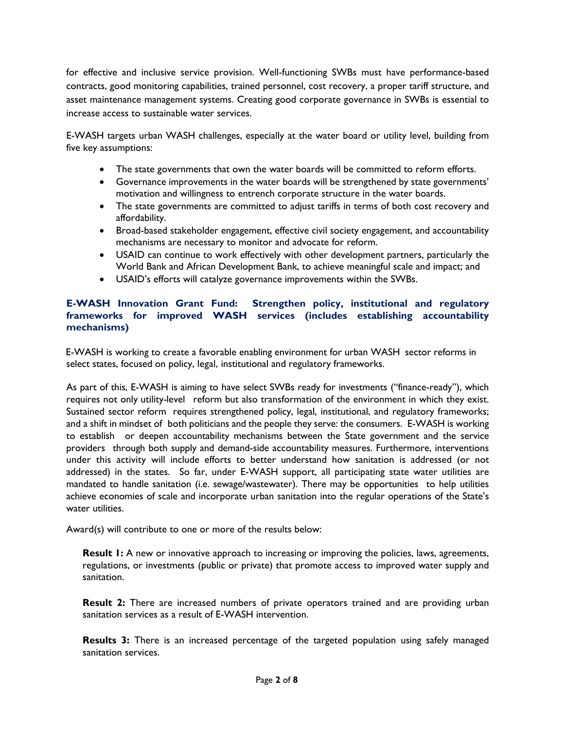for effective and inclusive service provision. Well-functioning SWBs must have performance-based contracts, good monitoring capabilities, trained personnel, cost recovery, a proper tariff structure, and asset maintenance management systems. Creating good corporate governance in SWBs is essential to increase access to sustainable water services.

E-WASH targets urban WASH challenges, especially at the water board or utility level, building from five key assumptions:

- The state governments that own the water boards will be committed to reform efforts.
- Governance improvements in the water boards will be strengthened by state governments' motivation and willingness to entrench corporate structure in the water boards.
- The state governments are committed to adjust tariffs in terms of both cost recovery and affordability.
- Broad-based stakeholder engagement, effective civil society engagement, and accountability mechanisms are necessary to monitor and advocate for reform.
- USAID can continue to work effectively with other development partners, particularly the World Bank and African Development Bank, to achieve meaningful scale and impact; and
- USAID's efforts will catalyze governance improvements within the SWBs.

### E-WASH Innovation Grant Fund: Strengthen policy, institutional and regulatory frameworks for improved WASH services (includes establishing accountability mechanisms)

E-WASH is working to create a favorable enabling environment for urban WASH sector reforms in select states, focused on policy, legal, institutional and regulatory frameworks.

As part of this, E-WASH is aiming to have select SWBs ready for investments ("finance-ready"), which requires not only utility-level reform but also transformation of the environment in which they exist. Sustained sector reform requires strengthened policy, legal, institutional, and regulatory frameworks; and a shift in mindset of both politicians and the people they serve: the consumers. E-WASH is working to establish or deepen accountability mechanisms between the State government and the service providers through both supply and demand-side accountability measures. Furthermore, interventions under this activity will include efforts to better understand how sanitation is addressed (or not addressed) in the states. So far, under E-WASH support, all participating state water utilities are mandated to handle sanitation (i.e. sewage/wastewater). There may be opportunities to help utilities achieve economies of scale and incorporate urban sanitation into the regular operations of the State's water utilities.

Award(s) will contribute to one or more of the results below:

**Result 1:** A new or innovative approach to increasing or improving the policies, laws, agreements, regulations, or investments (public or private) that promote access to improved water supply and sanitation.

**Result 2:** There are increased numbers of private operators trained and are providing urban sanitation services as a result of E-WASH intervention.

**Results 3:** There is an increased percentage of the targeted population using safely managed sanitation services.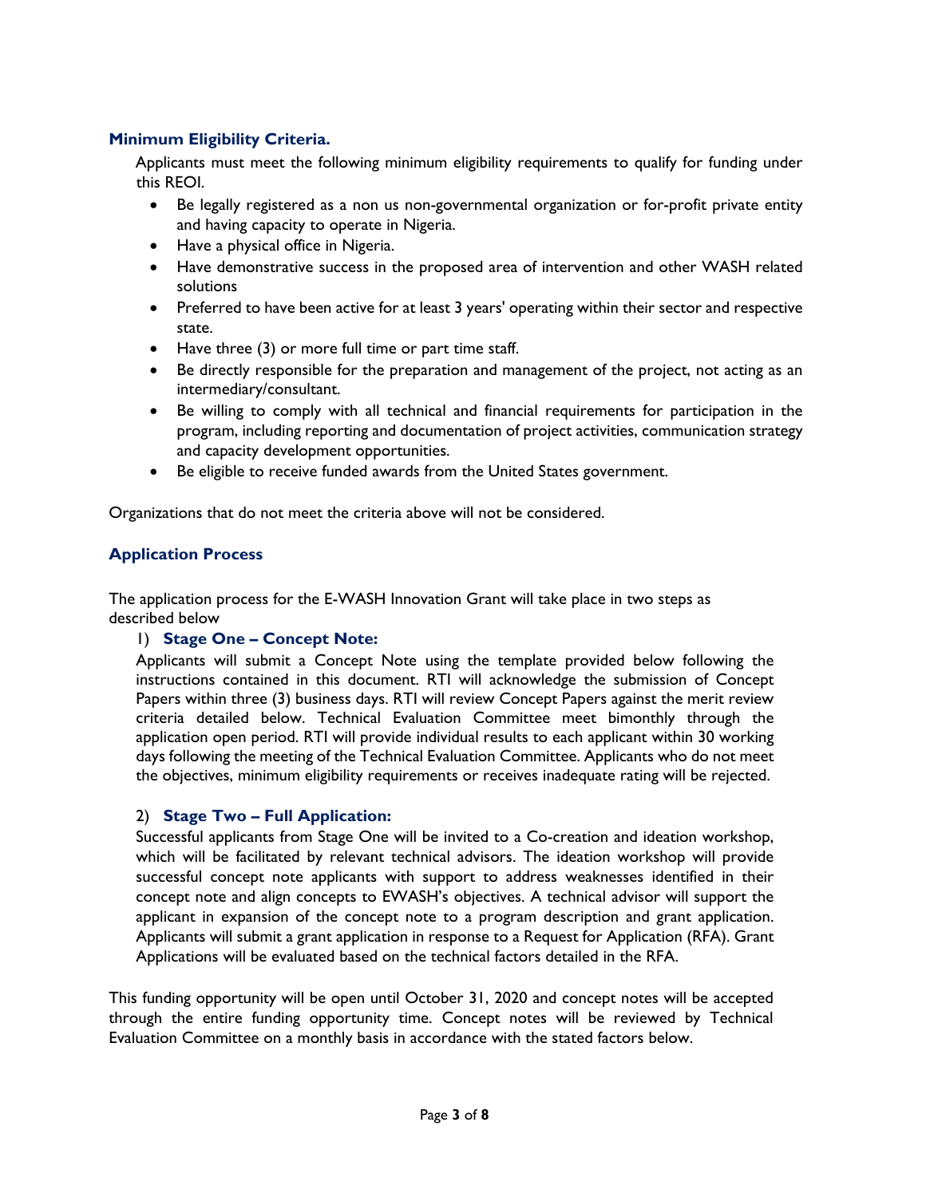### Minimum Eligibility Criteria.

Applicants must meet the following minimum eligibility requirements to qualify for funding under this REOI.

- Be legally registered as a non us non-governmental organization or for-profit private entity and having capacity to operate in Nigeria.
- Have a physical office in Nigeria.
- Have demonstrative success in the proposed area of intervention and other WASH related solutions
- Preferred to have been active for at least 3 years' operating within their sector and respective state.
- Have three (3) or more full time or part time staff.
- Be directly responsible for the preparation and management of the project, not acting as an intermediary/consultant.
- Be willing to comply with all technical and financial requirements for participation in the program, including reporting and documentation of project activities, communication strategy and capacity development opportunities.
- Be eligible to receive funded awards from the United States government.

Organizations that do not meet the criteria above will not be considered.

### Application Process

The application process for the E-WASH Innovation Grant will take place in two steps as described below

1) **Stage One – Concept Note:**

Applicants will submit a Concept Note using the template provided below following the instructions contained in this document. RTI will acknowledge the submission of Concept Papers within three (3) business days. RTI will review Concept Papers against the merit review criteria detailed below. Technical Evaluation Committee meet bimonthly through the application open period. RTI will provide individual results to each applicant within 30 working days following the meeting of the Technical Evaluation Committee. Applicants who do not meet the objectives, minimum eligibility requirements or receives inadequate rating will be rejected.

2) **Stage Two – Full Application:**

Successful applicants from Stage One will be invited to a Co-creation and ideation workshop, which will be facilitated by relevant technical advisors. The ideation workshop will provide successful concept note applicants with support to address weaknesses identified in their concept note and align concepts to EWASH's objectives. A technical advisor will support the applicant in expansion of the concept note to a program description and grant application. Applicants will submit a grant application in response to a Request for Application (RFA). Grant Applications will be evaluated based on the technical factors detailed in the RFA.

This funding opportunity will be open until October 31, 2020 and concept notes will be accepted through the entire funding opportunity time. Concept notes will be reviewed by Technical Evaluation Committee on a monthly basis in accordance with the stated factors below.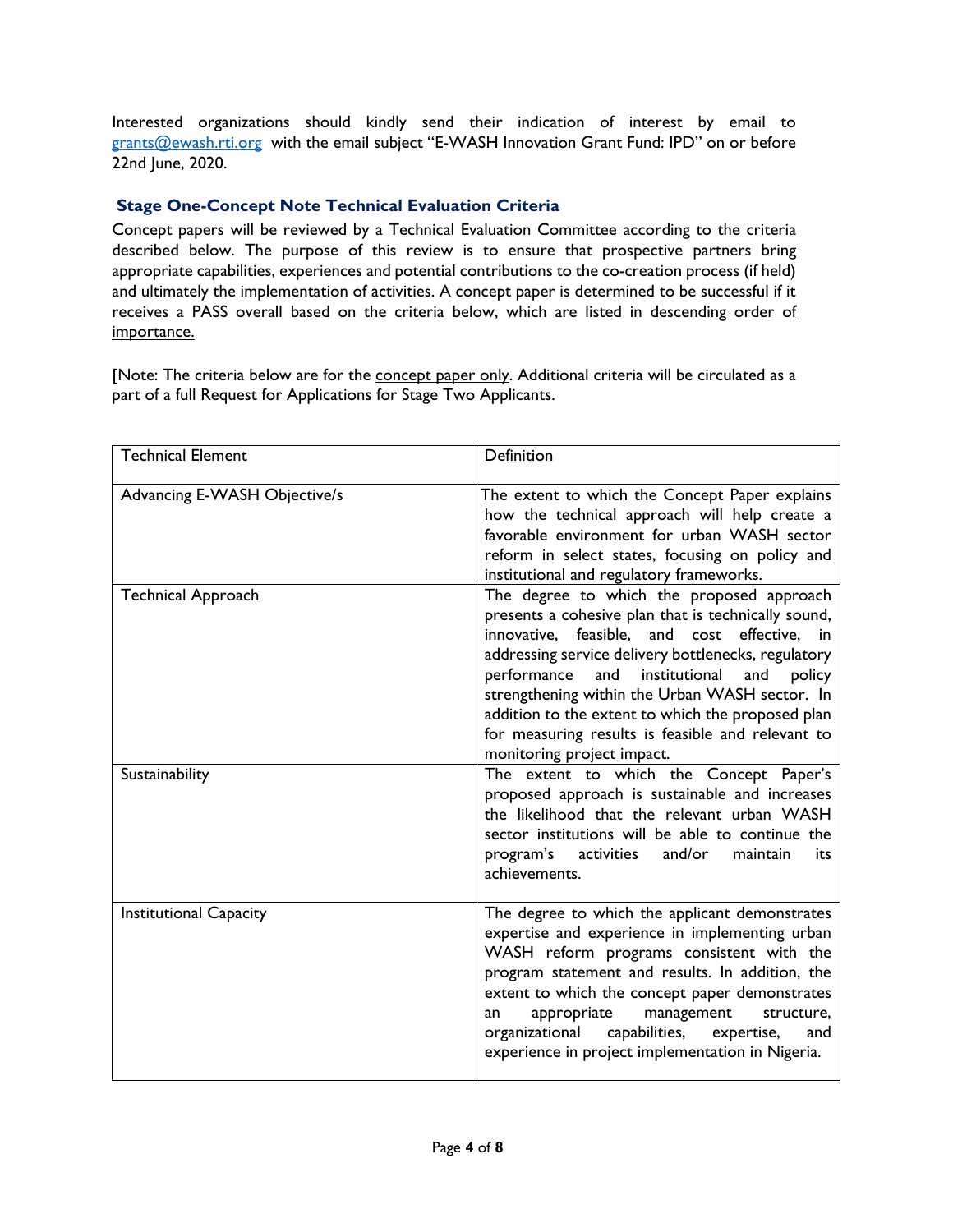Interested organizations should kindly send their indication of interest by email to grants@ewash.rti.org with the email subject "E-WASH Innovation Grant Fund: IPD" on or before 22nd June, 2020.

### Stage One-Concept Note Technical Evaluation Criteria

Concept papers will be reviewed by a Technical Evaluation Committee according to the criteria described below. The purpose of this review is to ensure that prospective partners bring appropriate capabilities, experiences and potential contributions to the co-creation process (if held) and ultimately the implementation of activities. A concept paper is determined to be successful if it receives a PASS overall based on the criteria below, which are listed in descending order of importance.

[Note: The criteria below are for the concept paper only. Additional criteria will be circulated as a part of a full Request for Applications for Stage Two Applicants.

| Technical Element | Definition |
|---|---|
| Advancing E-WASH Objective/s | The extent to which the Concept Paper explains how the technical approach will help create a favorable environment for urban WASH sector reform in select states, focusing on policy and institutional and regulatory frameworks. |
| Technical Approach | The degree to which the proposed approach presents a cohesive plan that is technically sound, innovative, feasible, and cost effective, in addressing service delivery bottlenecks, regulatory performance and institutional and policy strengthening within the Urban WASH sector. In addition to the extent to which the proposed plan for measuring results is feasible and relevant to monitoring project impact. |
| Sustainability | The extent to which the Concept Paper's proposed approach is sustainable and increases the likelihood that the relevant urban WASH sector institutions will be able to continue the program's activities and/or maintain its achievements. |
| Institutional Capacity | The degree to which the applicant demonstrates expertise and experience in implementing urban WASH reform programs consistent with the program statement and results. In addition, the extent to which the concept paper demonstrates an appropriate management structure, organizational capabilities, expertise, and experience in project implementation in Nigeria. |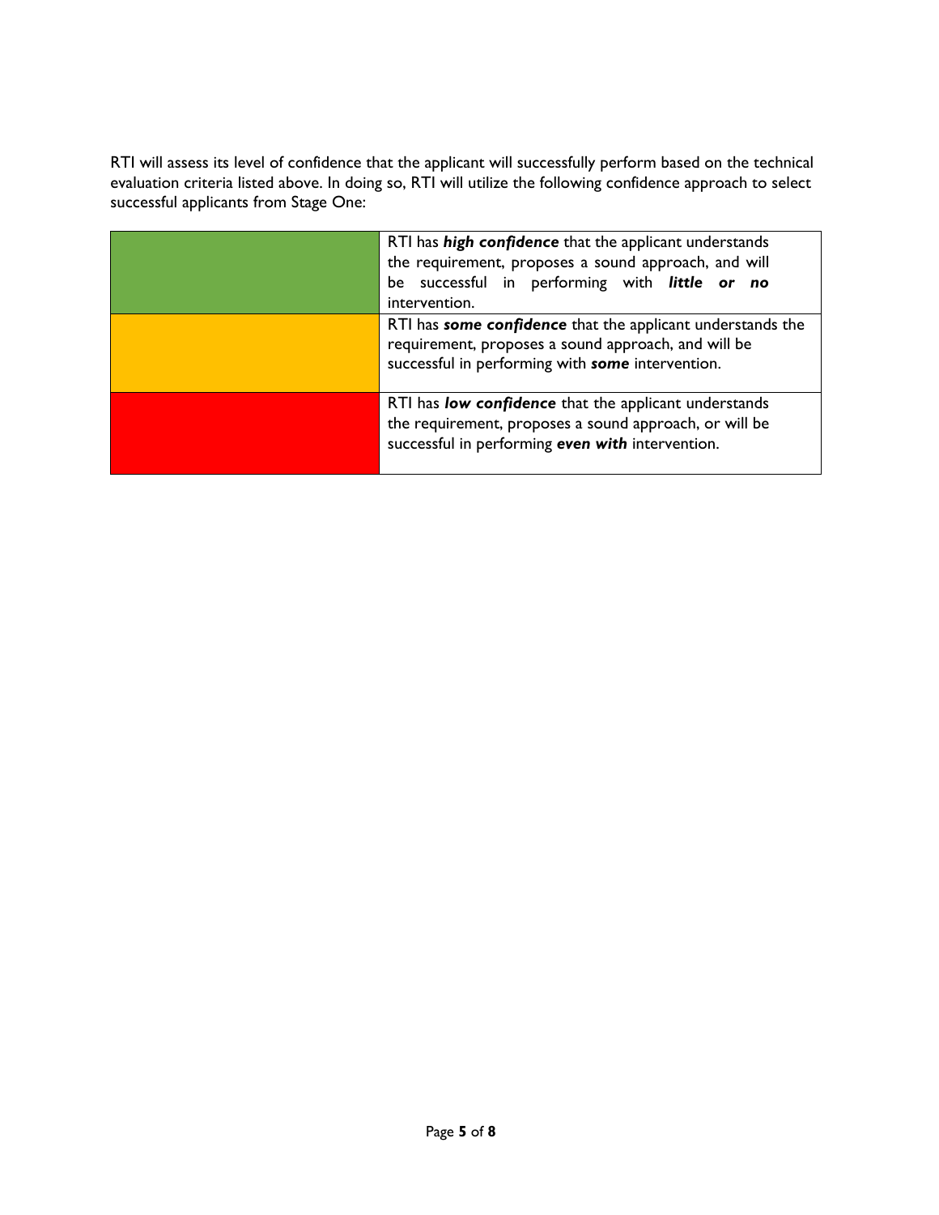RTI will assess its level of confidence that the applicant will successfully perform based on the technical evaluation criteria listed above. In doing so, RTI will utilize the following confidence approach to select successful applicants from Stage One:

| | |
|---|---|
| | RTI has ***high confidence*** that the applicant understands the requirement, proposes a sound approach, and will be successful in performing with ***little or no*** intervention. |
| | RTI has ***some confidence*** that the applicant understands the requirement, proposes a sound approach, and will be successful in performing with ***some*** intervention. |
| | RTI has ***low confidence*** that the applicant understands the requirement, proposes a sound approach, or will be successful in performing ***even with*** intervention. |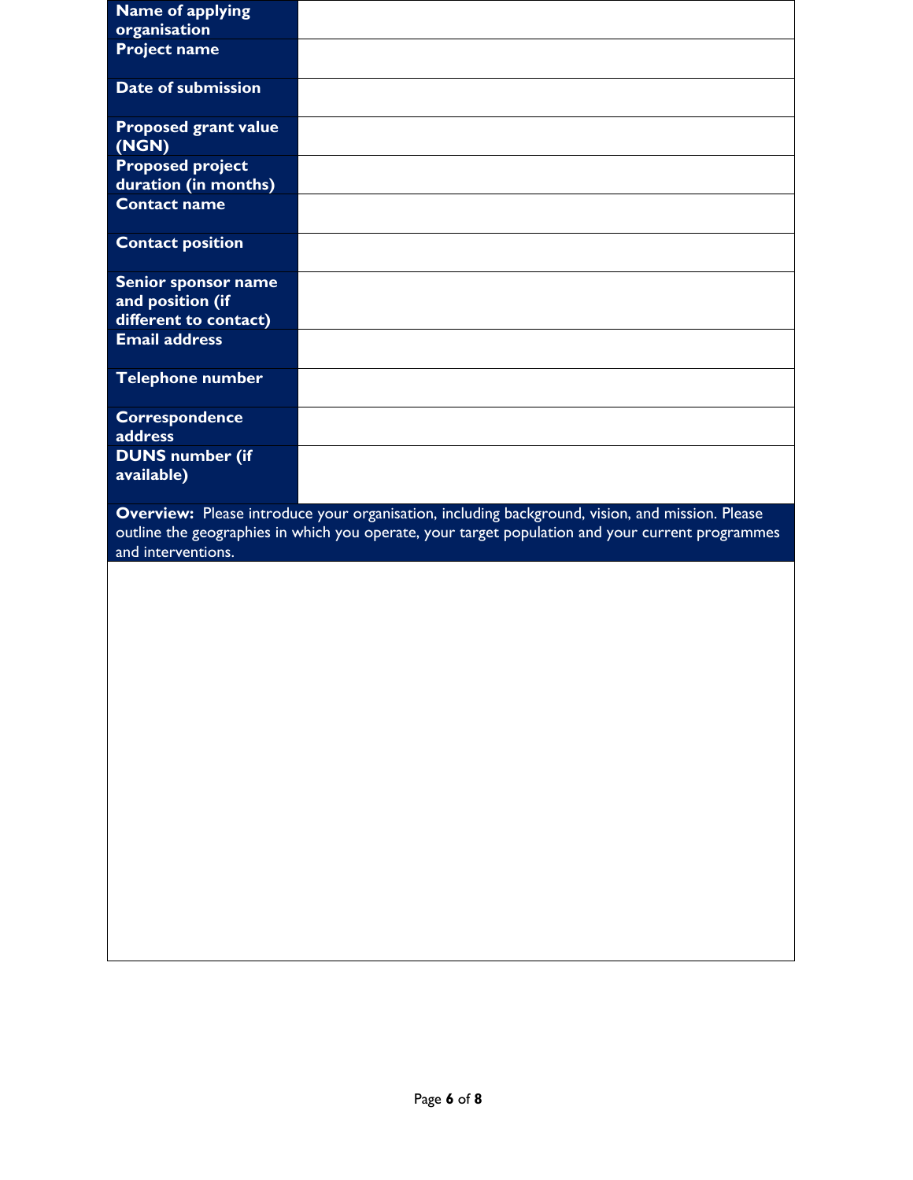| Field | |
|---|---|
| **Name of applying organisation** | |
| **Project name** | |
| **Date of submission** | |
| **Proposed grant value (NGN)** | |
| **Proposed project duration (in months)** | |
| **Contact name** | |
| **Contact position** | |
| **Senior sponsor name and position (if different to contact)** | |
| **Email address** | |
| **Telephone number** | |
| **Correspondence address** | |
| **DUNS number (if available)** | |

| **Overview:** Please introduce your organisation, including background, vision, and mission. Please outline the geographies in which you operate, your target population and your current programmes and interventions. |
|---|
| |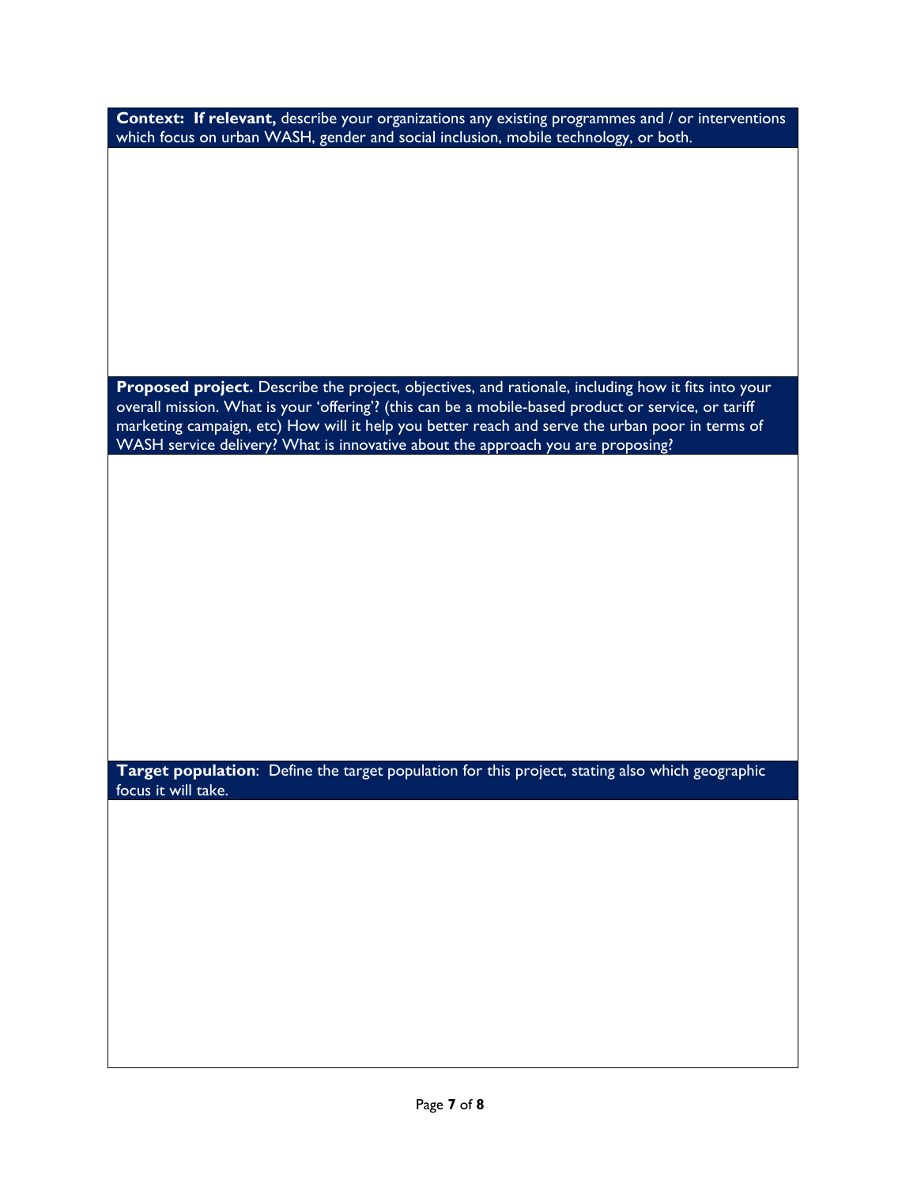| **Context: If relevant,** describe your organizations any existing programmes and / or interventions which focus on urban WASH, gender and social inclusion, mobile technology, or both. |
| --- |
| |

| **Proposed project.** Describe the project, objectives, and rationale, including how it fits into your overall mission. What is your 'offering'? (this can be a mobile-based product or service, or tariff marketing campaign, etc) How will it help you better reach and serve the urban poor in terms of WASH service delivery? What is innovative about the approach you are proposing? |
| --- |
| |

| **Target population**: Define the target population for this project, stating also which geographic focus it will take. |
| --- |
| |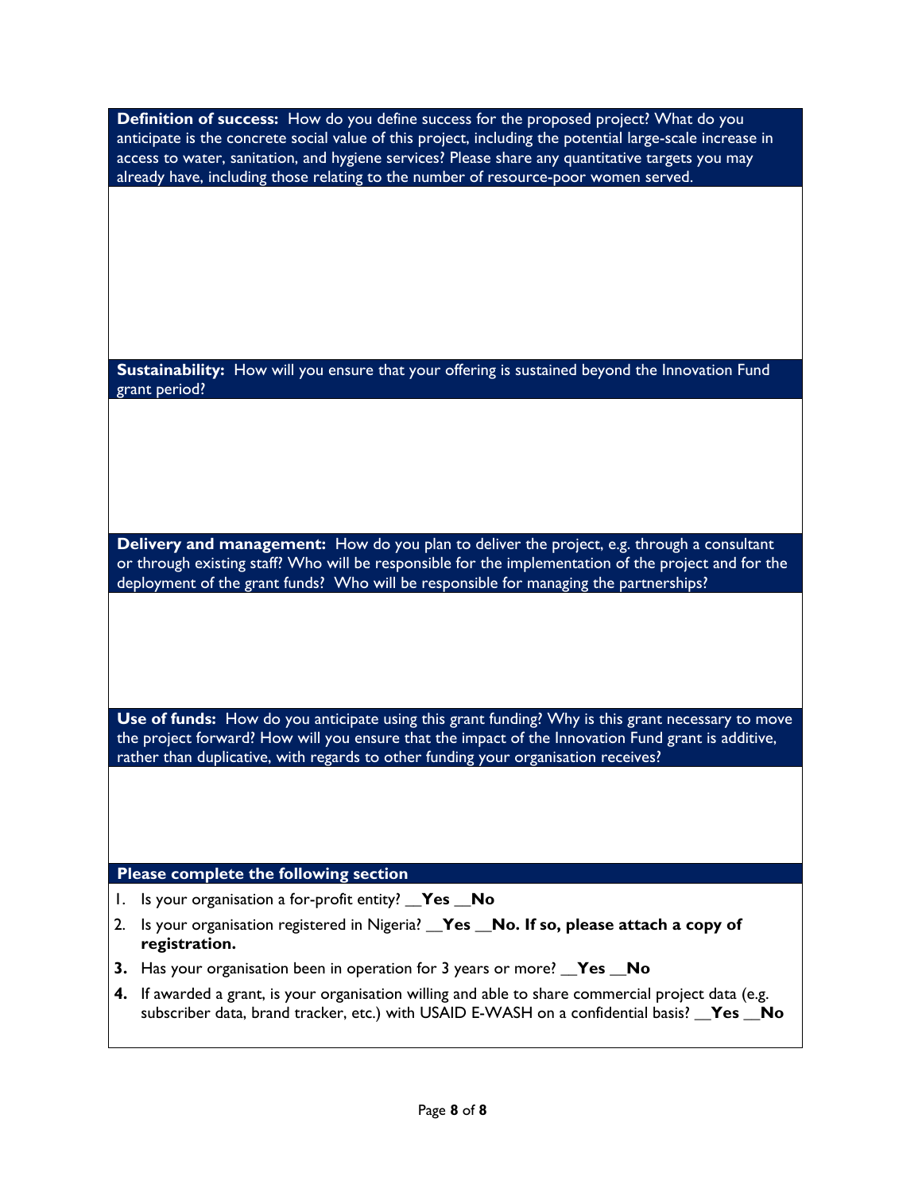**Definition of success:** How do you define success for the proposed project? What do you anticipate is the concrete social value of this project, including the potential large-scale increase in access to water, sanitation, and hygiene services? Please share any quantitative targets you may already have, including those relating to the number of resource-poor women served.

**Sustainability:** How will you ensure that your offering is sustained beyond the Innovation Fund grant period?

**Delivery and management:** How do you plan to deliver the project, e.g. through a consultant or through existing staff? Who will be responsible for the implementation of the project and for the deployment of the grant funds? Who will be responsible for managing the partnerships?

**Use of funds:** How do you anticipate using this grant funding? Why is this grant necessary to move the project forward? How will you ensure that the impact of the Innovation Fund grant is additive, rather than duplicative, with regards to other funding your organisation receives?

**Please complete the following section**

1. Is your organisation a for-profit entity? __**Yes** __**No**
2. Is your organisation registered in Nigeria? __**Yes** __**No. If so, please attach a copy of registration.**
3. Has your organisation been in operation for 3 years or more? __**Yes** __**No**
4. If awarded a grant, is your organisation willing and able to share commercial project data (e.g. subscriber data, brand tracker, etc.) with USAID E-WASH on a confidential basis? __**Yes** __**No**